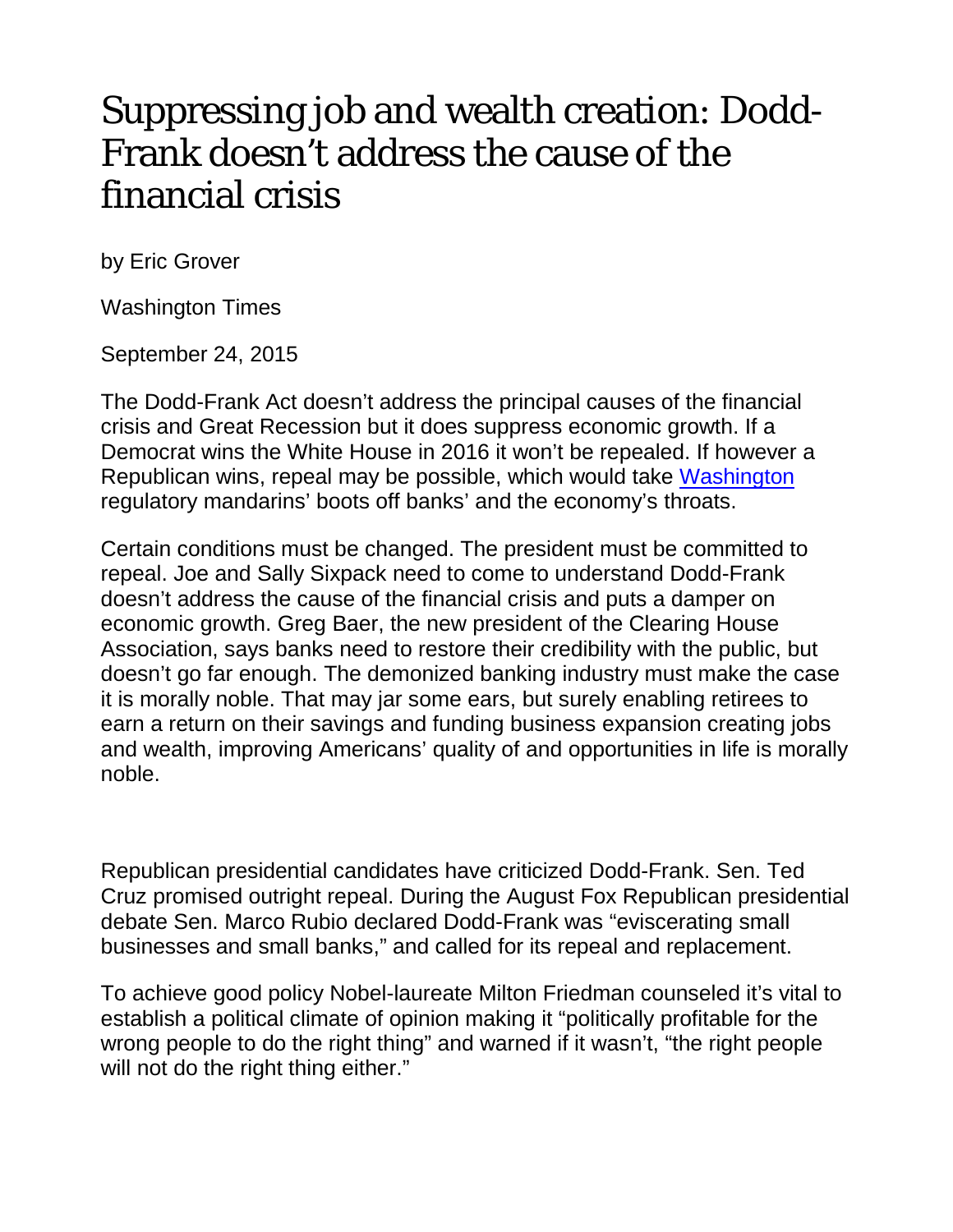# Suppressing job and wealth creation: Dodd-Frank doesn't address the cause of the financial crisis

by Eric Grover

Washington Times

September 24, 2015

The Dodd-Frank Act doesn't address the principal causes of the financial crisis and Great Recession but it does suppress economic growth. If a Democrat wins the White House in 2016 it won't be repealed. If however a Republican wins, repeal may be possible, which would take [Washington](Washington) regulatory mandarins' boots off banks' and the economy's throats.

Certain conditions must be changed. The president must be committed to repeal. Joe and Sally Sixpack need to come to understand Dodd-Frank doesn't address the cause of the financial crisis and puts a damper on economic growth. Greg Baer, the new president of the Clearing House Association, says banks need to restore their credibility with the public, but doesn't go far enough. The demonized banking industry must make the case it is morally noble. That may jar some ears, but surely enabling retirees to earn a return on their savings and funding business expansion creating jobs and wealth, improving Americans' quality of and opportunities in life is morally noble.

Republican presidential candidates have criticized Dodd-Frank. Sen. Ted Cruz promised outright repeal. During the August Fox Republican presidential debate Sen. Marco Rubio declared Dodd-Frank was "eviscerating small businesses and small banks," and called for its repeal and replacement.

To achieve good policy Nobel-laureate Milton Friedman counseled it's vital to establish a political climate of opinion making it "politically profitable for the wrong people to do the right thing" and warned if it wasn't, "the right people will not do the right thing either."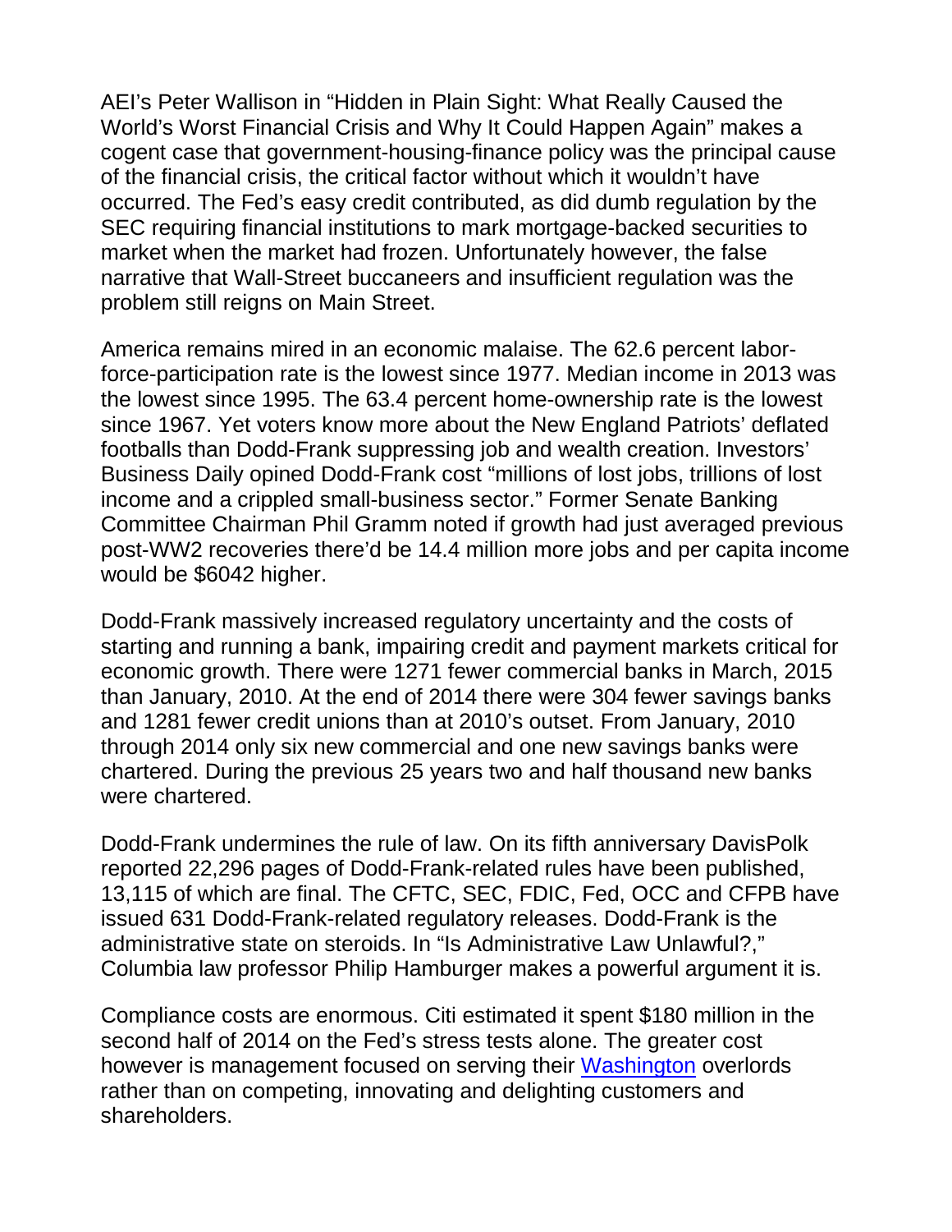AEI's Peter Wallison in "Hidden in Plain Sight: What Really Caused the World's Worst Financial Crisis and Why It Could Happen Again" makes a cogent case that government-housing-finance policy was the principal cause of the financial crisis, the critical factor without which it wouldn't have occurred. The Fed's easy credit contributed, as did dumb regulation by the SEC requiring financial institutions to mark mortgage-backed securities to market when the market had frozen. Unfortunately however, the false narrative that Wall-Street buccaneers and insufficient regulation was the problem still reigns on Main Street.

America remains mired in an economic malaise. The 62.6 percent labor-force-participation rate is the lowest since 1977. Median income in 2013 was the lowest since 1995. The 63.4 percent home-ownership rate is the lowest since 1967. Yet voters know more about the New England Patriots' deflated footballs than Dodd-Frank suppressing job and wealth creation. Investors' Business Daily opined Dodd-Frank cost "millions of lost jobs, trillions of lost income and a crippled small-business sector." Former Senate Banking Committee Chairman Phil Gramm noted if growth had just averaged previous post-WW2 recoveries there'd be 14.4 million more jobs and per capita income would be $6042 higher.

Dodd-Frank massively increased regulatory uncertainty and the costs of starting and running a bank, impairing credit and payment markets critical for economic growth. There were 1271 fewer commercial banks in March, 2015 than January, 2010. At the end of 2014 there were 304 fewer savings banks and 1281 fewer credit unions than at 2010's outset. From January, 2010 through 2014 only six new commercial and one new savings banks were chartered. During the previous 25 years two and half thousand new banks were chartered.

Dodd-Frank undermines the rule of law. On its fifth anniversary DavisPolk reported 22,296 pages of Dodd-Frank-related rules have been published, 13,115 of which are final. The CFTC, SEC, FDIC, Fed, OCC and CFPB have issued 631 Dodd-Frank-related regulatory releases. Dodd-Frank is the administrative state on steroids. In "Is Administrative Law Unlawful?," Columbia law professor Philip Hamburger makes a powerful argument it is.

Compliance costs are enormous. Citi estimated it spent $180 million in the second half of 2014 on the Fed's stress tests alone. The greater cost however is management focused on serving their Washington overlords rather than on competing, innovating and delighting customers and shareholders.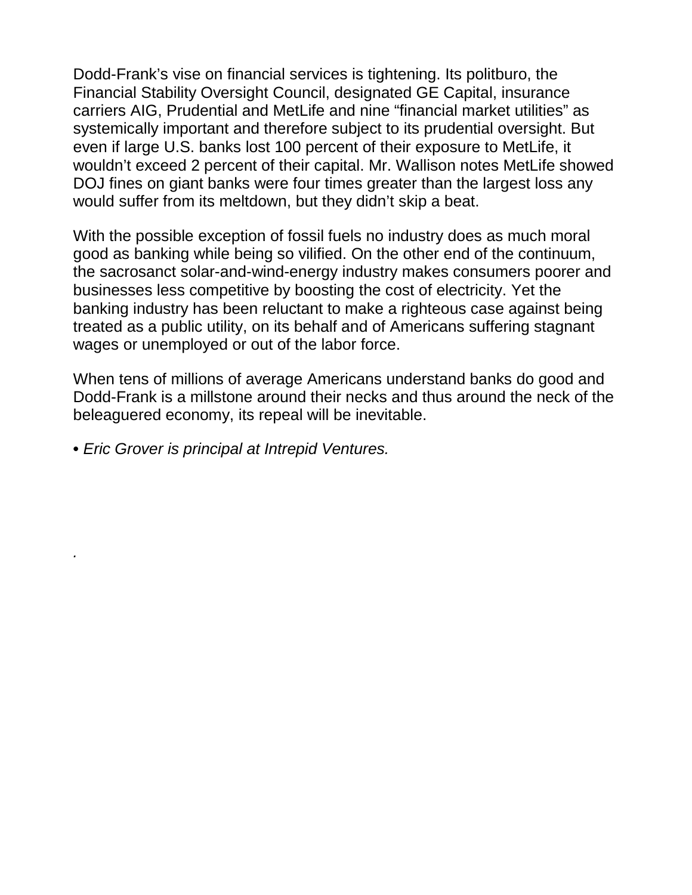Dodd-Frank's vise on financial services is tightening. Its politburo, the Financial Stability Oversight Council, designated GE Capital, insurance carriers AIG, Prudential and MetLife and nine "financial market utilities" as systemically important and therefore subject to its prudential oversight. But even if large U.S. banks lost 100 percent of their exposure to MetLife, it wouldn't exceed 2 percent of their capital. Mr. Wallison notes MetLife showed DOJ fines on giant banks were four times greater than the largest loss any would suffer from its meltdown, but they didn't skip a beat.

With the possible exception of fossil fuels no industry does as much moral good as banking while being so vilified. On the other end of the continuum, the sacrosanct solar-and-wind-energy industry makes consumers poorer and businesses less competitive by boosting the cost of electricity. Yet the banking industry has been reluctant to make a righteous case against being treated as a public utility, on its behalf and of Americans suffering stagnant wages or unemployed or out of the labor force.

When tens of millions of average Americans understand banks do good and Dodd-Frank is a millstone around their necks and thus around the neck of the beleaguered economy, its repeal will be inevitable.

• *Eric Grover is principal at Intrepid Ventures.*

.